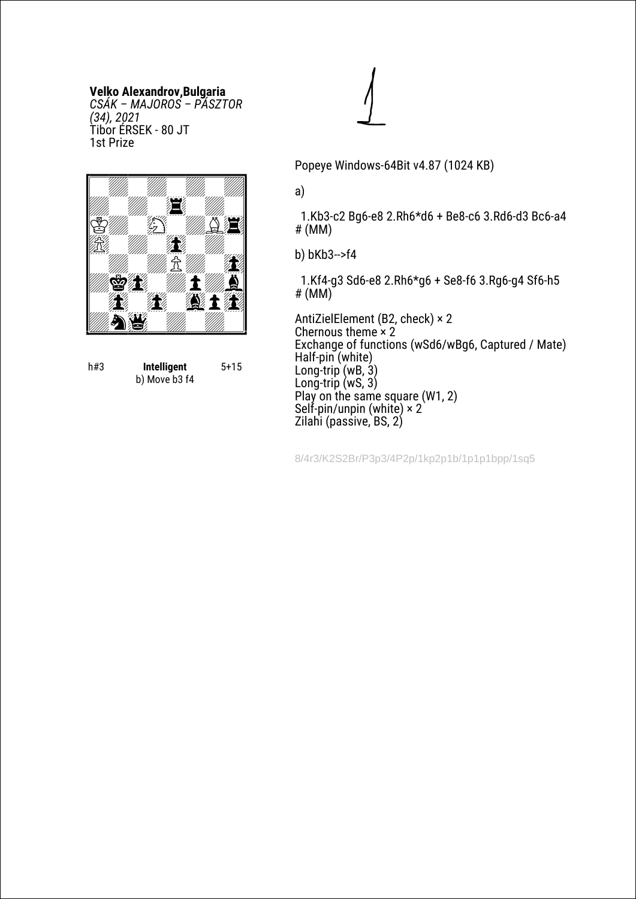**Velko Alexandrov,Bulgaria**
*CSÁK – MAJOROS – PÁSZTOR (34), 2021*
Tibor ÉRSEK - 80 JT
1st Prize

h#3 **Intelligent** 5+15
b) Move b3 f4

Popeye Windows-64Bit v4.87 (1024 KB)

a)

1.Kb3-c2 Bg6-e8 2.Rh6*d6 + Be8-c6 3.Rd6-d3 Bc6-a4 # (MM)

b) bKb3-->f4

1.Kf4-g3 Sd6-e8 2.Rh6*g6 + Se8-f6 3.Rg6-g4 Sf6-h5 # (MM)

AntiZielElement (B2, check) × 2
Chernous theme × 2
Exchange of functions (wSd6/wBg6, Captured / Mate)
Half-pin (white)
Long-trip (wB, 3)
Long-trip (wS, 3)
Play on the same square (W1, 2)
Self-pin/unpin (white) × 2
Zilahi (passive, BS, 2)

8/4r3/K2S2Br/P3p3/4P2p/1kp2p1b/1p1p1bpp/1sq5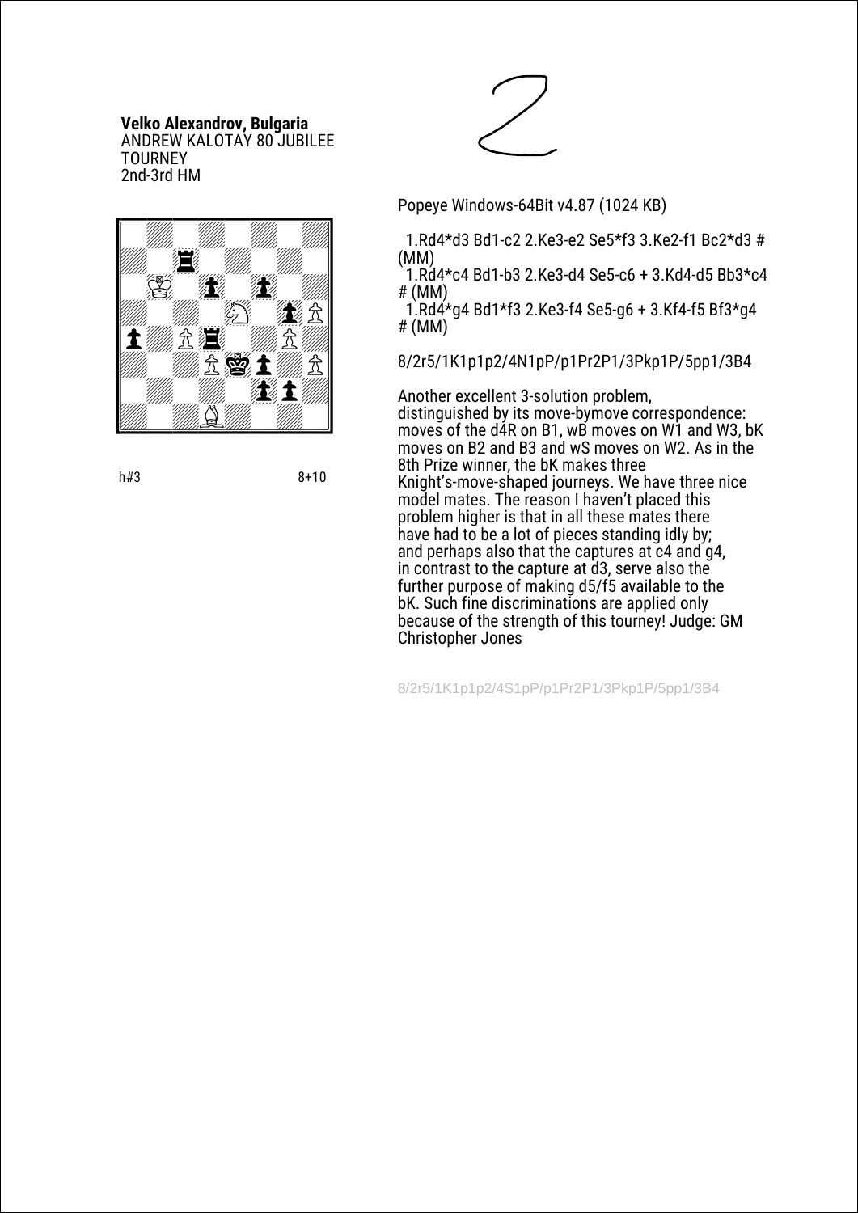**Velko Alexandrov, Bulgaria**
ANDREW KALOTAY 80 JUBILEE TOURNEY
2nd-3rd HM

h#3 8+10

Popeye Windows-64Bit v4.87 (1024 KB)

1.Rd4*d3 Bd1-c2 2.Ke3-e2 Se5*f3 3.Ke2-f1 Bc2*d3 # (MM)
1.Rd4*c4 Bd1-b3 2.Ke3-d4 Se5-c6 + 3.Kd4-d5 Bb3*c4 # (MM)
1.Rd4*g4 Bd1*f3 2.Ke3-f4 Se5-g6 + 3.Kf4-f5 Bf3*g4 # (MM)

8/2r5/1K1p1p2/4N1pP/p1Pr2P1/3Pkp1P/5pp1/3B4

Another excellent 3-solution problem, distinguished by its move-bymove correspondence: moves of the d4R on B1, wB moves on W1 and W3, bK moves on B2 and B3 and wS moves on W2. As in the 8th Prize winner, the bK makes three Knight's-move-shaped journeys. We have three nice model mates. The reason I haven't placed this problem higher is that in all these mates there have had to be a lot of pieces standing idly by; and perhaps also that the captures at c4 and g4, in contrast to the capture at d3, serve also the further purpose of making d5/f5 available to the bK. Such fine discriminations are applied only because of the strength of this tourney! Judge: GM Christopher Jones

8/2r5/1K1p1p2/4S1pP/p1Pr2P1/3Pkp1P/5pp1/3B4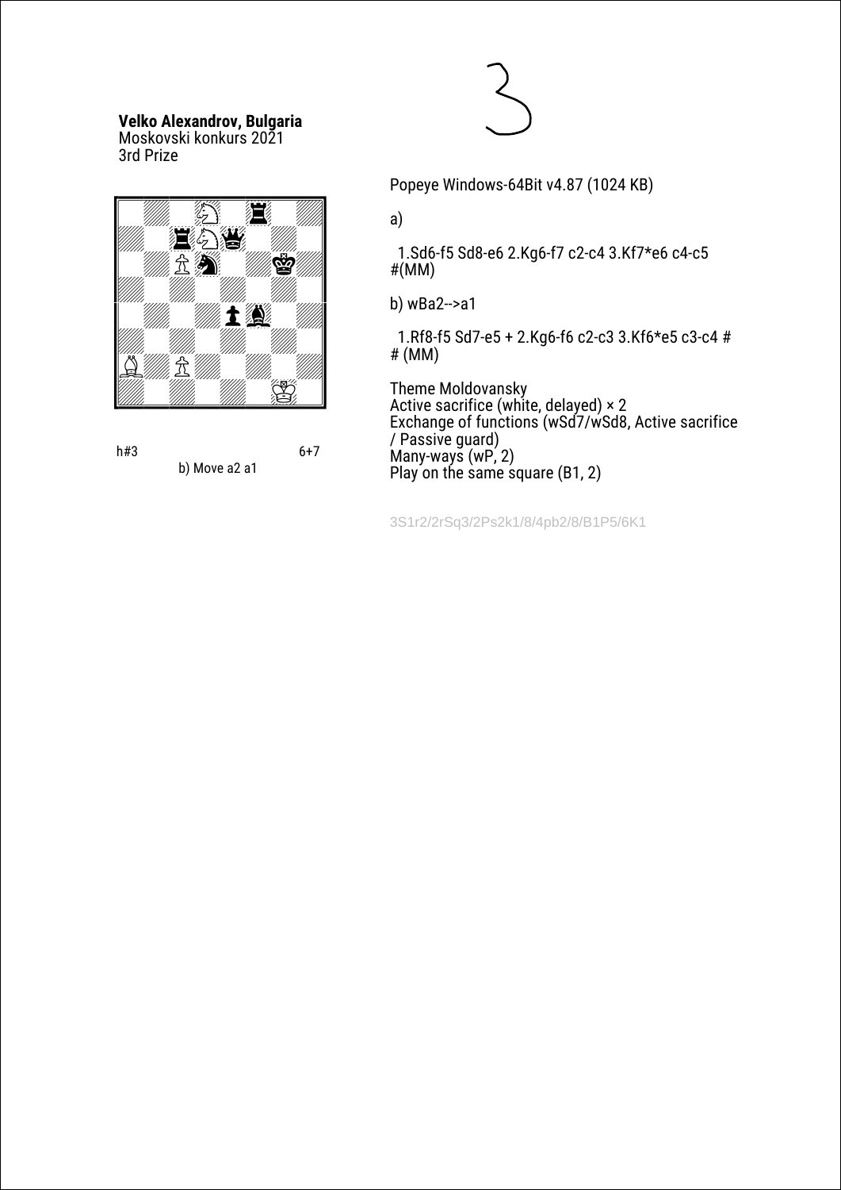3

**Velko Alexandrov, Bulgaria**
Moskovski konkurs 2021
3rd Prize

h#3 6+7
b) Move a2 a1

Popeye Windows-64Bit v4.87 (1024 KB)

a)

1.Sd6-f5 Sd8-e6 2.Kg6-f7 c2-c4 3.Kf7*e6 c4-c5 #(MM)

b) wBa2-->a1

1.Rf8-f5 Sd7-e5 + 2.Kg6-f6 c2-c3 3.Kf6*e5 c3-c4 # # (MM)

Theme Moldovansky
Active sacrifice (white, delayed) × 2
Exchange of functions (wSd7/wSd8, Active sacrifice / Passive guard)
Many-ways (wP, 2)
Play on the same square (B1, 2)

3S1r2/2rSq3/2Ps2k1/8/4pb2/8/B1P5/6K1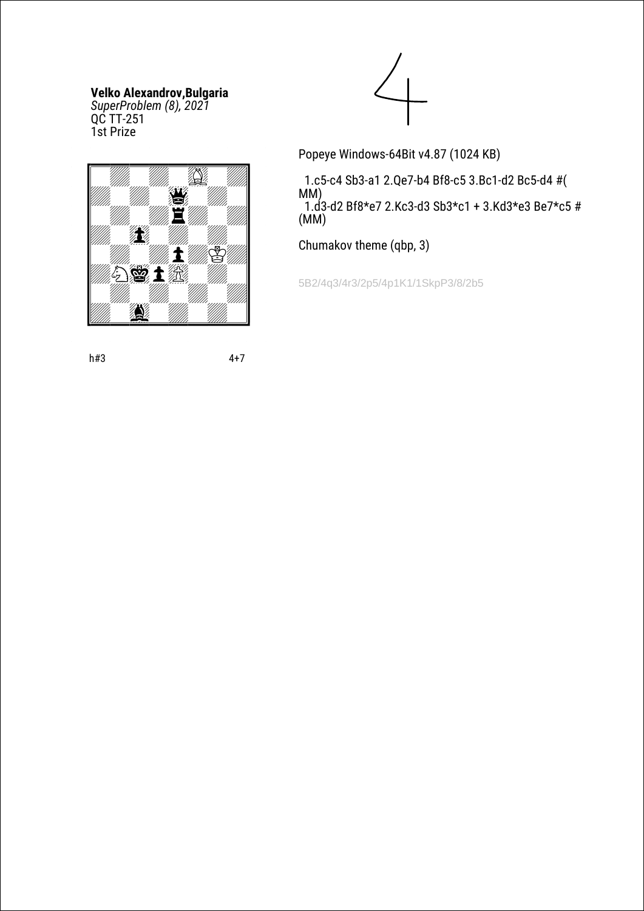**Velko Alexandrov,Bulgaria**
*SuperProblem (8), 2021*
QC TT-251
1st Prize

h#3 4+7

Popeye Windows-64Bit v4.87 (1024 KB)

1.c5-c4 Sb3-a1 2.Qe7-b4 Bf8-c5 3.Bc1-d2 Bc5-d4 #(MM)
1.d3-d2 Bf8*e7 2.Kc3-d3 Sb3*c1 + 3.Kd3*e3 Be7*c5 #(MM)

Chumakov theme (qbp, 3)

5B2/4q3/4r3/2p5/4p1K1/1SkpP3/8/2b5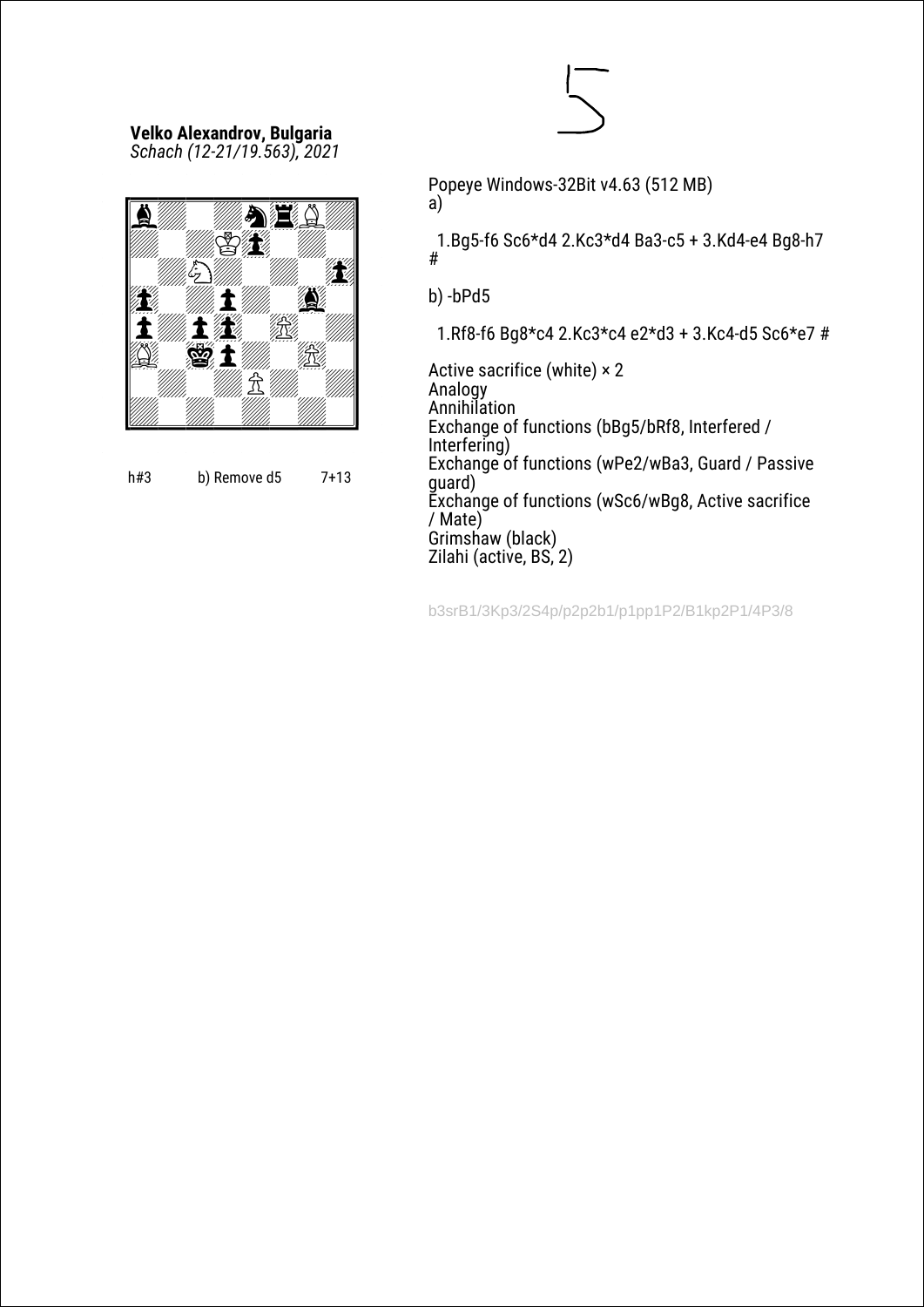**Velko Alexandrov, Bulgaria**
*Schach (12-21/19.563), 2021*

h#3 b) Remove d5 7+13

Popeye Windows-32Bit v4.63 (512 MB)
a)

1.Bg5-f6 Sc6*d4 2.Kc3*d4 Ba3-c5 + 3.Kd4-e4 Bg8-h7 #

b) -bPd5

1.Rf8-f6 Bg8*c4 2.Kc3*c4 e2*d3 + 3.Kc4-d5 Sc6*e7 #

Active sacrifice (white) × 2
Analogy
Annihilation
Exchange of functions (bBg5/bRf8, Interfered / Interfering)
Exchange of functions (wPe2/wBa3, Guard / Passive guard)
Exchange of functions (wSc6/wBg8, Active sacrifice / Mate)
Grimshaw (black)
Zilahi (active, BS, 2)

b3srB1/3Kp3/2S4p/p2p2b1/p1pp1P2/B1kp2P1/4P3/8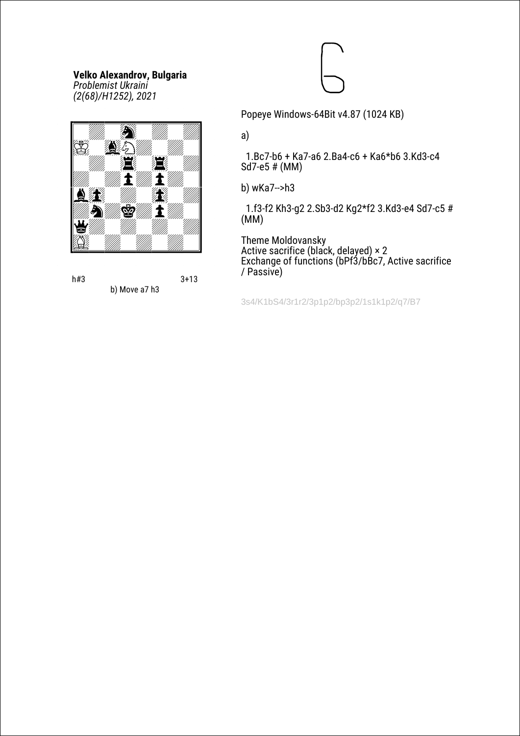**Velko Alexandrov, Bulgaria**
*Problemist Ukraini*
*(2(68)/H1252), 2021*

h#3 3+13
b) Move a7 h3

Popeye Windows-64Bit v4.87 (1024 KB)

a)

1.Bc7-b6 + Ka7-a6 2.Ba4-c6 + Ka6*b6 3.Kd3-c4 Sd7-e5 # (MM)

b) wKa7-->h3

1.f3-f2 Kh3-g2 2.Sb3-d2 Kg2*f2 3.Kd3-e4 Sd7-c5 # (MM)

Theme Moldovansky
Active sacrifice (black, delayed) × 2
Exchange of functions (bPf3/bBc7, Active sacrifice / Passive)

3s4/K1bS4/3r1r2/3p1p2/bp3p2/1s1k1p2/q7/B7